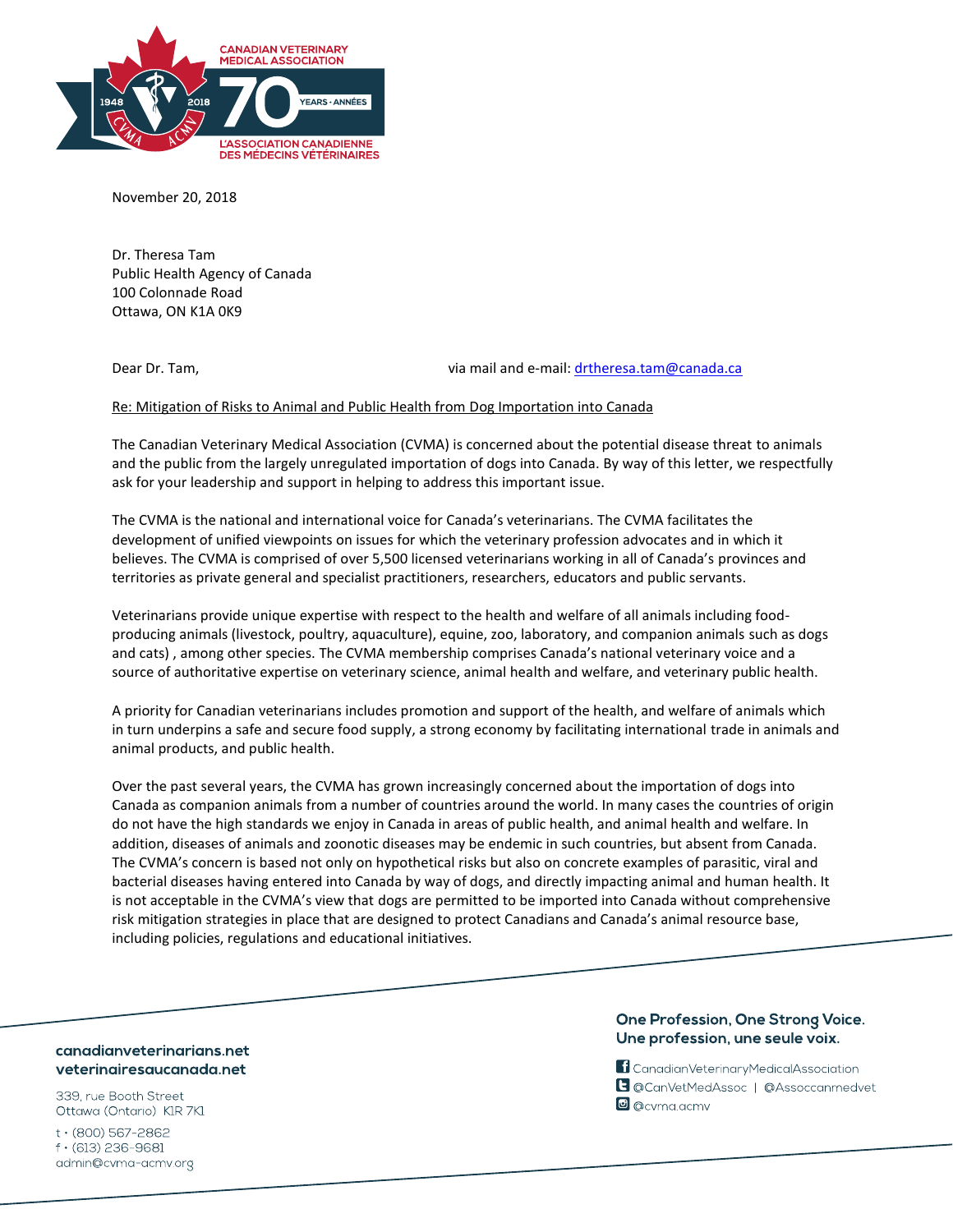CANADIAN VETERINARY MEDICAL ASSOCIATION

1948 2018 70 YEARS · ANNÉES

L'ASSOCIATION CANADIENNE DES MÉDECINS VÉTÉRINAIRES

November 20, 2018

Dr. Theresa Tam
Public Health Agency of Canada
100 Colonnade Road
Ottawa, ON K1A 0K9

Dear Dr. Tam, via mail and e-mail: drtheresa.tam@canada.ca

Re: Mitigation of Risks to Animal and Public Health from Dog Importation into Canada

The Canadian Veterinary Medical Association (CVMA) is concerned about the potential disease threat to animals and the public from the largely unregulated importation of dogs into Canada. By way of this letter, we respectfully ask for your leadership and support in helping to address this important issue.

The CVMA is the national and international voice for Canada's veterinarians. The CVMA facilitates the development of unified viewpoints on issues for which the veterinary profession advocates and in which it believes. The CVMA is comprised of over 5,500 licensed veterinarians working in all of Canada's provinces and territories as private general and specialist practitioners, researchers, educators and public servants.

Veterinarians provide unique expertise with respect to the health and welfare of all animals including food-producing animals (livestock, poultry, aquaculture), equine, zoo, laboratory, and companion animals such as dogs and cats) , among other species. The CVMA membership comprises Canada's national veterinary voice and a source of authoritative expertise on veterinary science, animal health and welfare, and veterinary public health.

A priority for Canadian veterinarians includes promotion and support of the health, and welfare of animals which in turn underpins a safe and secure food supply, a strong economy by facilitating international trade in animals and animal products, and public health.

Over the past several years, the CVMA has grown increasingly concerned about the importation of dogs into Canada as companion animals from a number of countries around the world. In many cases the countries of origin do not have the high standards we enjoy in Canada in areas of public health, and animal health and welfare. In addition, diseases of animals and zoonotic diseases may be endemic in such countries, but absent from Canada. The CVMA's concern is based not only on hypothetical risks but also on concrete examples of parasitic, viral and bacterial diseases having entered into Canada by way of dogs, and directly impacting animal and human health. It is not acceptable in the CVMA's view that dogs are permitted to be imported into Canada without comprehensive risk mitigation strategies in place that are designed to protect Canadians and Canada's animal resource base, including policies, regulations and educational initiatives.

canadianveterinarians.net
veterinairesaucanada.net

339, rue Booth Street
Ottawa (Ontario) K1R 7K1

t • (800) 567-2862
f • (613) 236-9681
admin@cvma-acmv.org

One Profession, One Strong Voice.
Une profession, une seule voix.

CanadianVeterinaryMedicalAssociation
@CanVetMedAssoc | @Assoccanmedvet
@cvma.acmv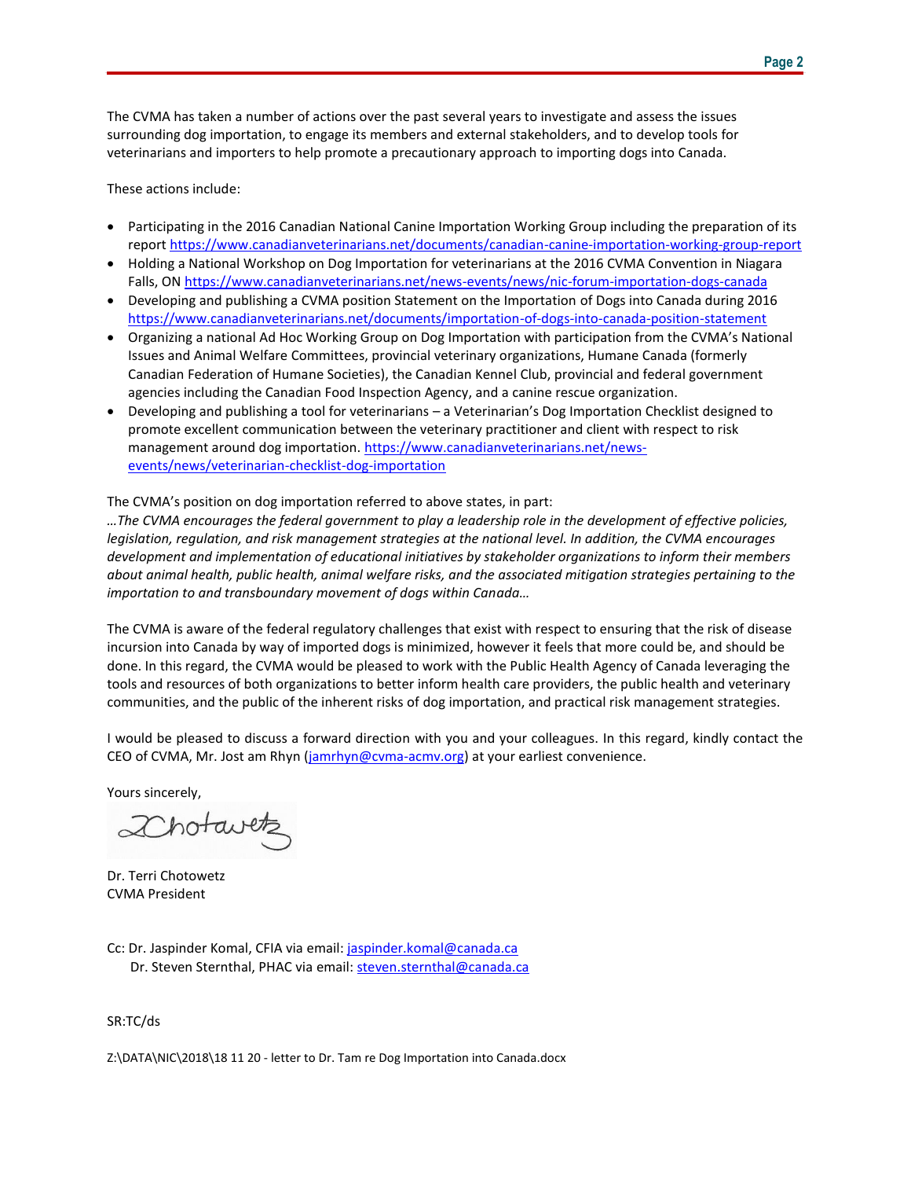The CVMA has taken a number of actions over the past several years to investigate and assess the issues surrounding dog importation, to engage its members and external stakeholders, and to develop tools for veterinarians and importers to help promote a precautionary approach to importing dogs into Canada.

These actions include:

- Participating in the 2016 Canadian National Canine Importation Working Group including the preparation of its report https://www.canadianveterinarians.net/documents/canadian-canine-importation-working-group-report
- Holding a National Workshop on Dog Importation for veterinarians at the 2016 CVMA Convention in Niagara Falls, ON https://www.canadianveterinarians.net/news-events/news/nic-forum-importation-dogs-canada
- Developing and publishing a CVMA position Statement on the Importation of Dogs into Canada during 2016 https://www.canadianveterinarians.net/documents/importation-of-dogs-into-canada-position-statement
- Organizing a national Ad Hoc Working Group on Dog Importation with participation from the CVMA's National Issues and Animal Welfare Committees, provincial veterinary organizations, Humane Canada (formerly Canadian Federation of Humane Societies), the Canadian Kennel Club, provincial and federal government agencies including the Canadian Food Inspection Agency, and a canine rescue organization.
- Developing and publishing a tool for veterinarians – a Veterinarian's Dog Importation Checklist designed to promote excellent communication between the veterinary practitioner and client with respect to risk management around dog importation. https://www.canadianveterinarians.net/news-events/news/veterinarian-checklist-dog-importation

The CVMA's position on dog importation referred to above states, in part:
*…The CVMA encourages the federal government to play a leadership role in the development of effective policies, legislation, regulation, and risk management strategies at the national level. In addition, the CVMA encourages development and implementation of educational initiatives by stakeholder organizations to inform their members about animal health, public health, animal welfare risks, and the associated mitigation strategies pertaining to the importation to and transboundary movement of dogs within Canada…*

The CVMA is aware of the federal regulatory challenges that exist with respect to ensuring that the risk of disease incursion into Canada by way of imported dogs is minimized, however it feels that more could be, and should be done. In this regard, the CVMA would be pleased to work with the Public Health Agency of Canada leveraging the tools and resources of both organizations to better inform health care providers, the public health and veterinary communities, and the public of the inherent risks of dog importation, and practical risk management strategies.

I would be pleased to discuss a forward direction with you and your colleagues. In this regard, kindly contact the CEO of CVMA, Mr. Jost am Rhyn (jamrhyn@cvma-acmv.org) at your earliest convenience.

Yours sincerely,

Dr. Terri Chotowetz
CVMA President

Cc: Dr. Jaspinder Komal, CFIA via email: jaspinder.komal@canada.ca
Dr. Steven Sternthal, PHAC via email: steven.sternthal@canada.ca

SR:TC/ds

Z:\DATA\NIC\2018\18 11 20 - letter to Dr. Tam re Dog Importation into Canada.docx